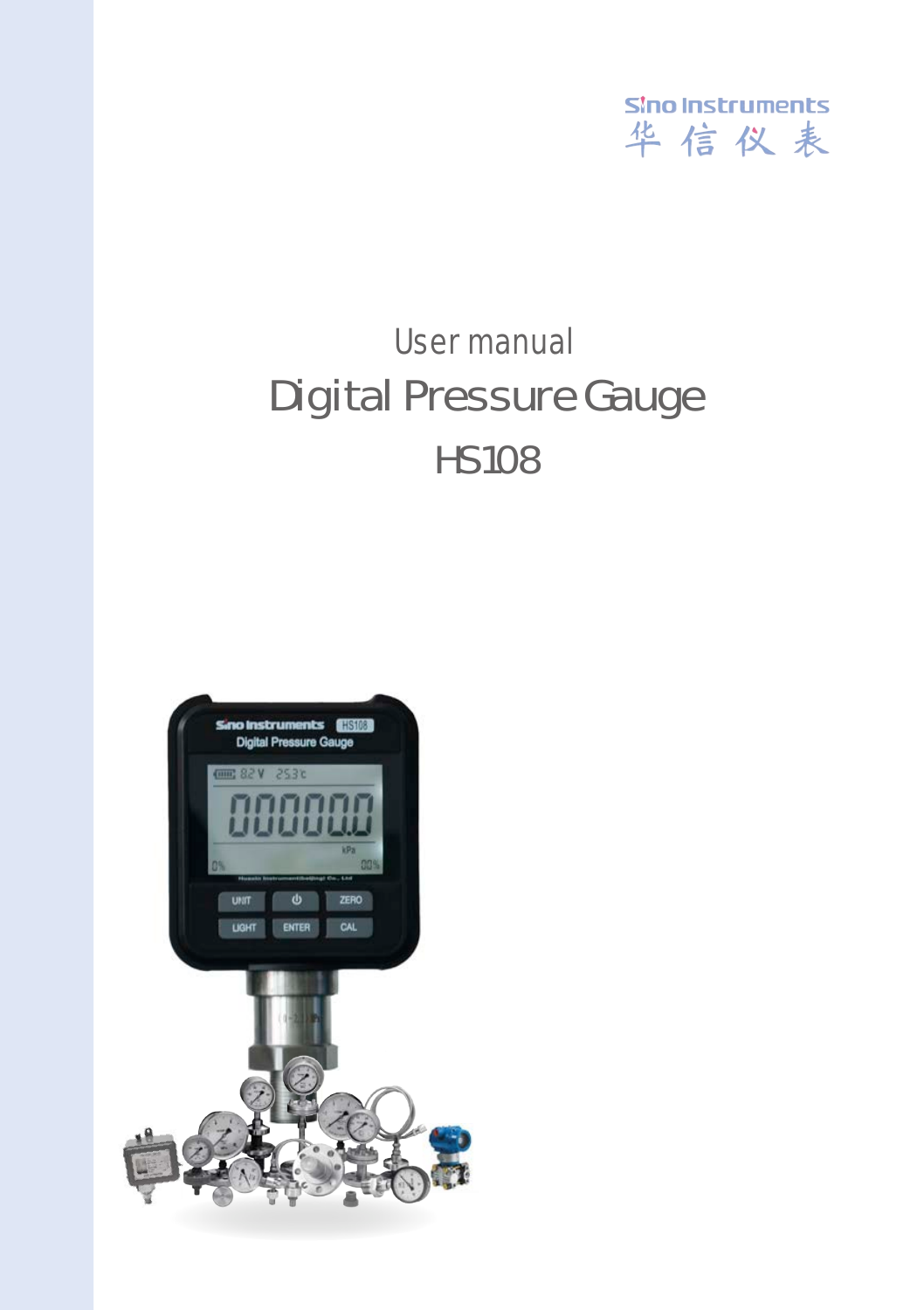Sino Instruments
华信仪表

User manual

# Digital Pressure Gauge

## HS108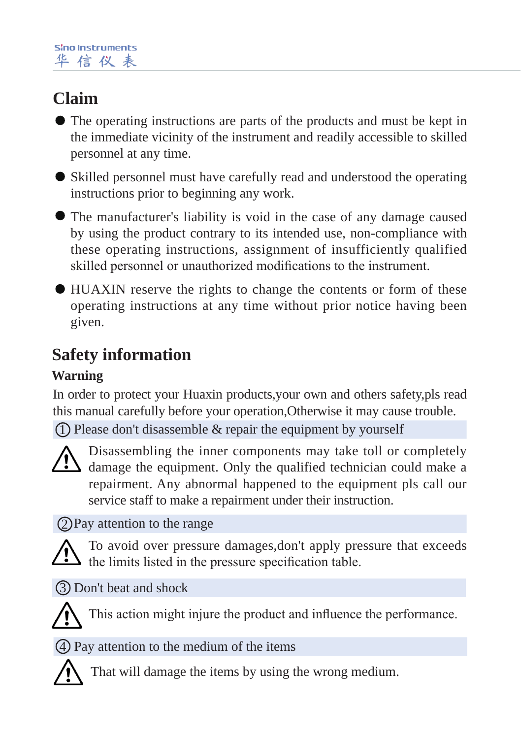## Claim

- The operating instructions are parts of the products and must be kept in the immediate vicinity of the instrument and readily accessible to skilled personnel at any time.
- Skilled personnel must have carefully read and understood the operating instructions prior to beginning any work.
- The manufacturer's liability is void in the case of any damage caused by using the product contrary to its intended use, non-compliance with these operating instructions, assignment of insufficiently qualified skilled personnel or unauthorized modifications to the instrument.
- HUAXIN reserve the rights to change the contents or form of these operating instructions at any time without prior notice having been given.

## Safety information

### Warning

In order to protect your Huaxin products,your own and others safety,pls read this manual carefully before your operation,Otherwise it may cause trouble.

① Please don't disassemble & repair the equipment by yourself

⚠ Disassembling the inner components may take toll or completely damage the equipment. Only the qualified technician could make a repairment. Any abnormal happened to the equipment pls call our service staff to make a repairment under their instruction.

② Pay attention to the range

⚠ To avoid over pressure damages,don't apply pressure that exceeds the limits listed in the pressure specification table.

③ Don't beat and shock

⚠ This action might injure the product and influence the performance.

④ Pay attention to the medium of the items

⚠ That will damage the items by using the wrong medium.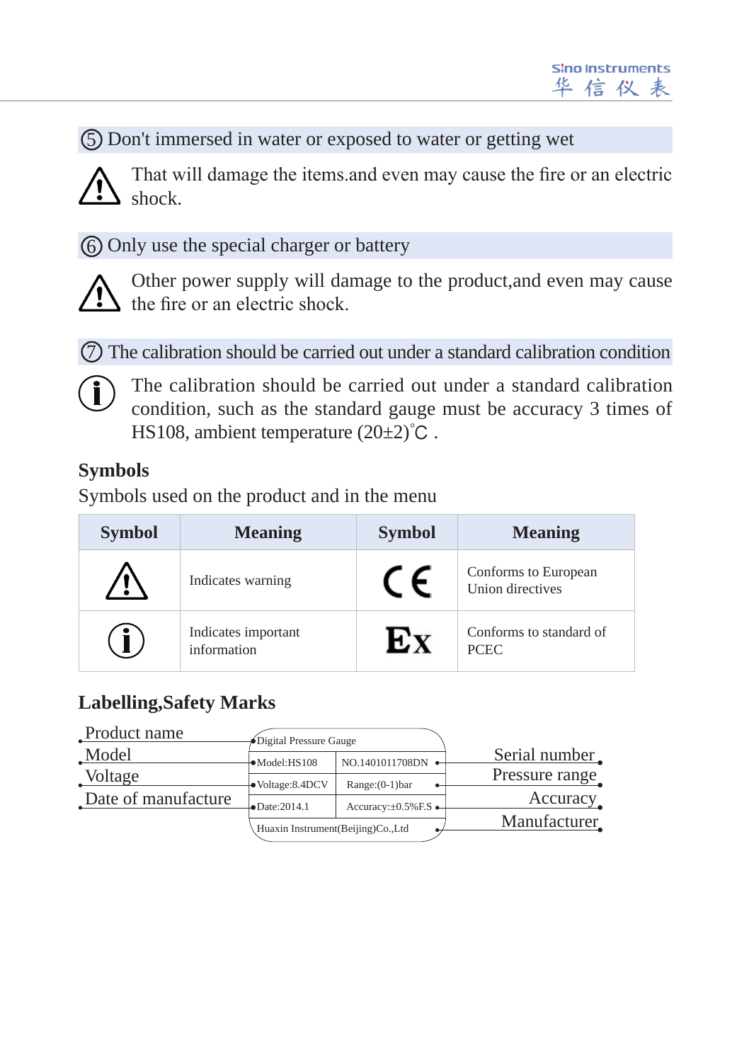⑤ Don't immersed in water or exposed to water or getting wet

⚠ That will damage the items.and even may cause the fire or an electric shock.

⑥ Only use the special charger or battery

⚠ Other power supply will damage to the product,and even may cause the fire or an electric shock.

⑦ The calibration should be carried out under a standard calibration condition

ⓘ The calibration should be carried out under a standard calibration condition, such as the standard gauge must be accuracy 3 times of HS108, ambient temperature (20±2)℃ .

**Symbols**

Symbols used on the product and in the menu

| Symbol | Meaning | Symbol | Meaning |
|---|---|---|---|
| ⚠ | Indicates warning | CE | Conforms to European Union directives |
| ⓘ | Indicates important information | Ex | Conforms to standard of PCEC |

**Labelling,Safety Marks**

| Label field | Label content | | Label field |
|---|---|---|---|
| Product name | Digital Pressure Gauge | | |
| Model | Model:HS108 | NO.1401011708DN | Serial number |
| Voltage | Voltage:8.4DCV | Range:(0-1)bar | Pressure range |
| Date of manufacture | Date:2014.1 | Accuracy:±0.5%F.S | Accuracy |
| | Huaxin Instrument(Beijing)Co.,Ltd | | Manufacturer |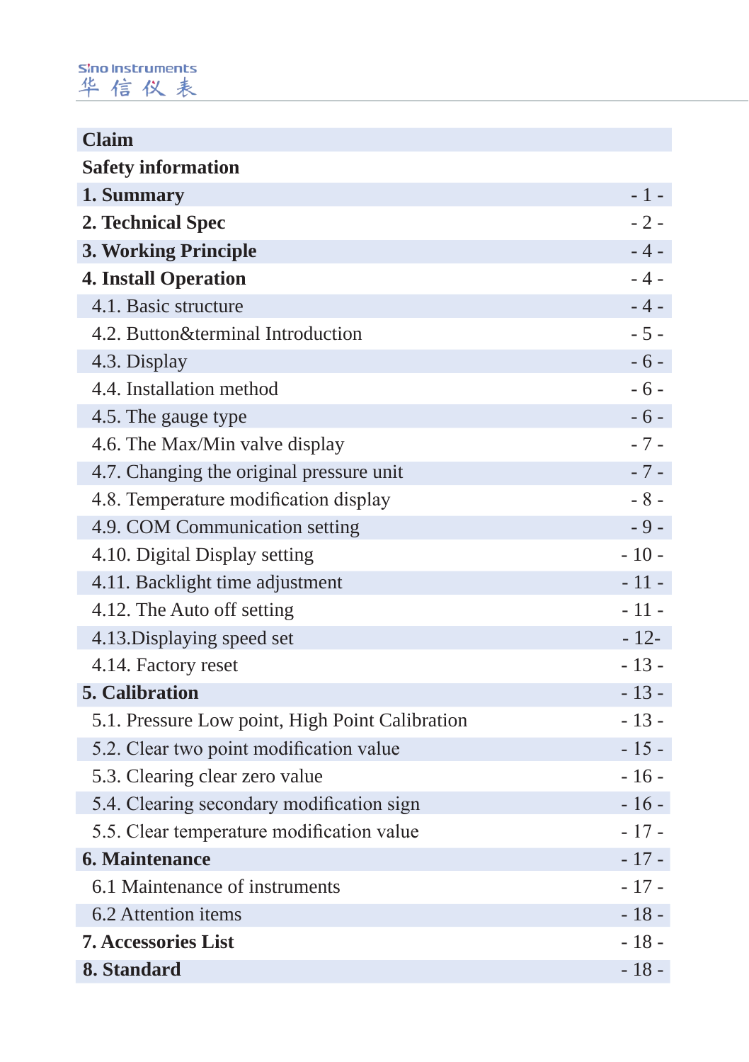| | |
|---|---|
| **Claim** | |
| **Safety information** | |
| **1. Summary** | - 1 - |
| **2. Technical Spec** | - 2 - |
| **3. Working Principle** | - 4 - |
| **4. Install Operation** | - 4 - |
| 4.1. Basic structure | - 4 - |
| 4.2. Button&terminal Introduction | - 5 - |
| 4.3. Display | - 6 - |
| 4.4. Installation method | - 6 - |
| 4.5. The gauge type | - 6 - |
| 4.6. The Max/Min valve display | - 7 - |
| 4.7. Changing the original pressure unit | - 7 - |
| 4.8. Temperature modification display | - 8 - |
| 4.9. COM Communication setting | - 9 - |
| 4.10. Digital Display setting | - 10 - |
| 4.11. Backlight time adjustment | - 11 - |
| 4.12. The Auto off setting | - 11 - |
| 4.13.Displaying speed set | - 12- |
| 4.14. Factory reset | - 13 - |
| **5. Calibration** | - 13 - |
| 5.1. Pressure Low point, High Point Calibration | - 13 - |
| 5.2. Clear two point modification value | - 15 - |
| 5.3. Clearing clear zero value | - 16 - |
| 5.4. Clearing secondary modification sign | - 16 - |
| 5.5. Clear temperature modification value | - 17 - |
| **6. Maintenance** | - 17 - |
| 6.1 Maintenance of instruments | - 17 - |
| 6.2 Attention items | - 18 - |
| **7. Accessories List** | - 18 - |
| **8. Standard** | - 18 - |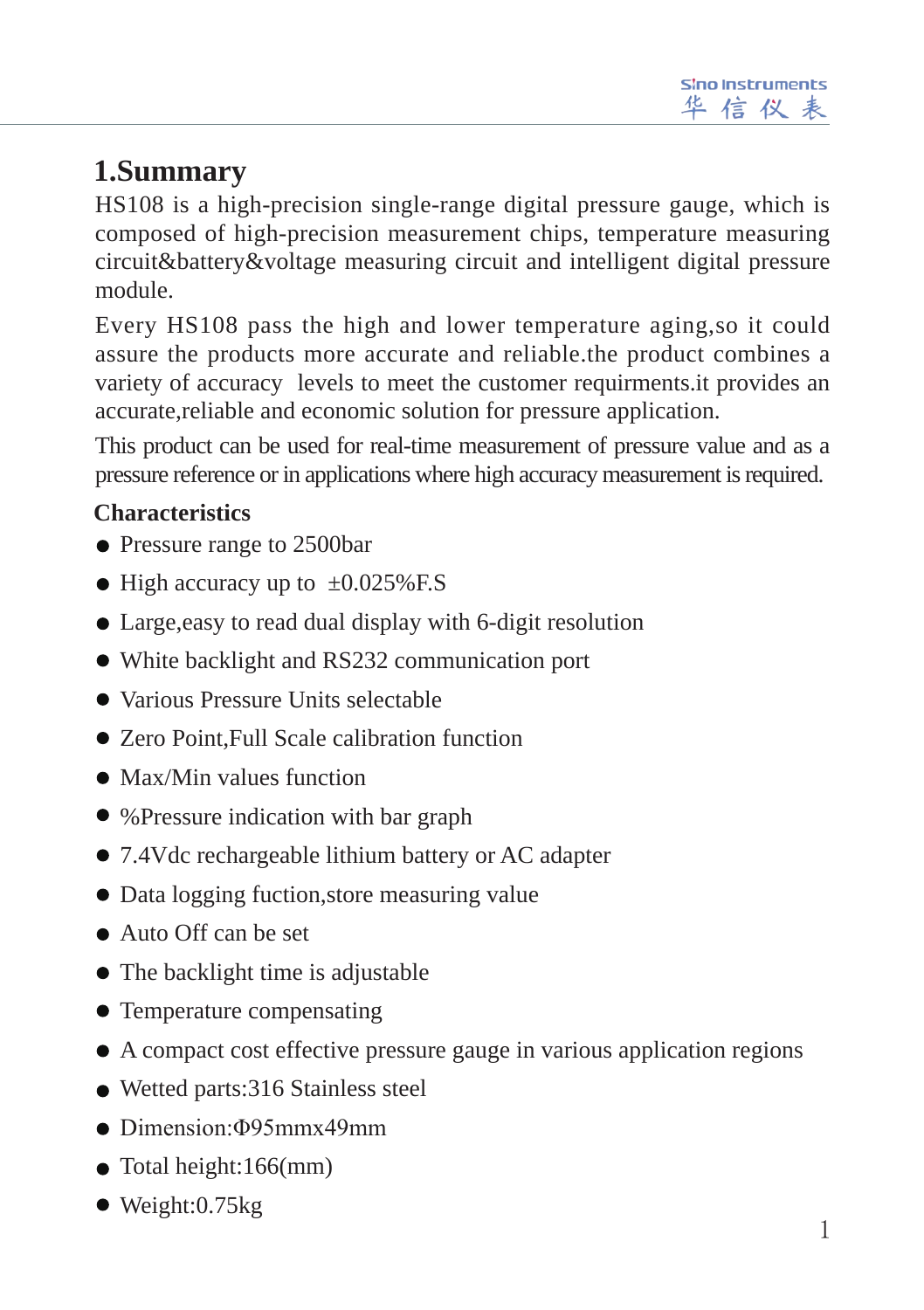# 1.Summary

HS108 is a high-precision single-range digital pressure gauge, which is composed of high-precision measurement chips, temperature measuring circuit&battery&voltage measuring circuit and intelligent digital pressure module.

Every HS108 pass the high and lower temperature aging,so it could assure the products more accurate and reliable.the product combines a variety of accuracy levels to meet the customer requirments.it provides an accurate,reliable and economic solution for pressure application.

This product can be used for real-time measurement of pressure value and as a pressure reference or in applications where high accuracy measurement is required.

## Characteristics

- Pressure range to 2500bar
- High accuracy up to ±0.025%F.S
- Large,easy to read dual display with 6-digit resolution
- White backlight and RS232 communication port
- Various Pressure Units selectable
- Zero Point,Full Scale calibration function
- Max/Min values function
- %Pressure indication with bar graph
- 7.4Vdc rechargeable lithium battery or AC adapter
- Data logging fuction,store measuring value
- Auto Off can be set
- The backlight time is adjustable
- Temperature compensating
- A compact cost effective pressure gauge in various application regions
- Wetted parts:316 Stainless steel
- Dimension:Φ95mmx49mm
- Total height:166(mm)
- Weight:0.75kg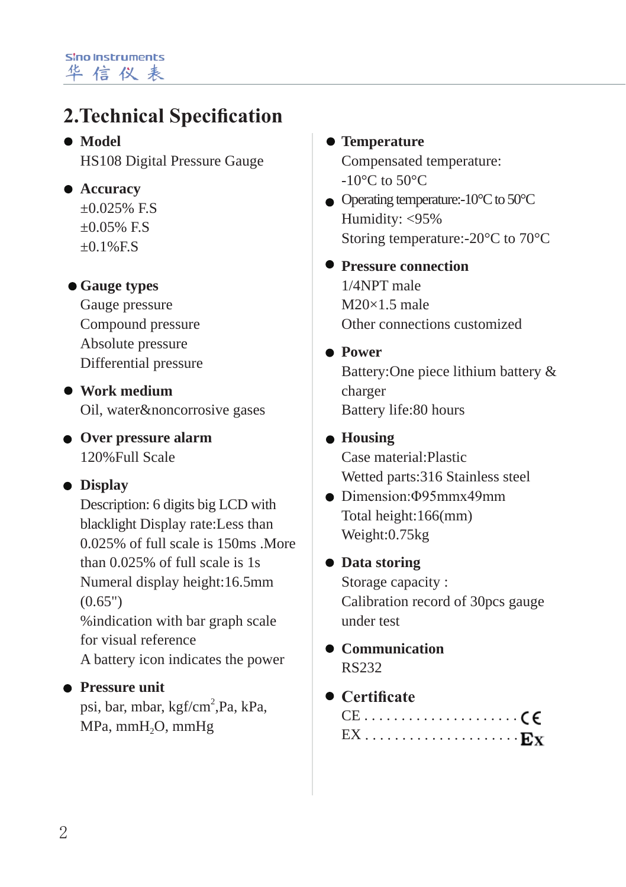## 2.Technical Specification

- **Model**

  HS108 Digital Pressure Gauge

- **Accuracy**

  ±0.025% F.S
  ±0.05% F.S
  ±0.1%F.S

- **Gauge types**

  Gauge pressure
  Compound pressure
  Absolute pressure
  Differential pressure

- **Work medium**

  Oil, water&noncorrosive gases

- **Over pressure alarm**

  120%Full Scale

- **Display**

  Description: 6 digits big LCD with blacklight Display rate:Less than 0.025% of full scale is 150ms .More than 0.025% of full scale is 1s
  Numeral display height:16.5mm (0.65")
  %indication with bar graph scale for visual reference
  A battery icon indicates the power

- **Pressure unit**

  psi, bar, mbar, kgf/cm$^2$,Pa, kPa, MPa, mm$H_2O$, mmHg

- **Temperature**

  Compensated temperature: -10°C to 50°C

- Operating temperature:-10°C to 50°C

  Humidity: <95%
  Storing temperature:-20°C to 70°C

- **Pressure connection**

  1/4NPT male
  M20×1.5 male
  Other connections customized

- **Power**

  Battery:One piece lithium battery & charger
  Battery life:80 hours

- **Housing**

  Case material:Plastic
  Wetted parts:316 Stainless steel

- Dimension:Φ95mmx49mm

  Total height:166(mm)
  Weight:0.75kg

- **Data storing**

  Storage capacity :
  Calibration record of 30pcs gauge under test

- **Communication**

  RS232

- **Certificate**

  CE . . . . . . . . . . . . . . . . . . . . . CE
  EX . . . . . . . . . . . . . . . . . . . . . Ex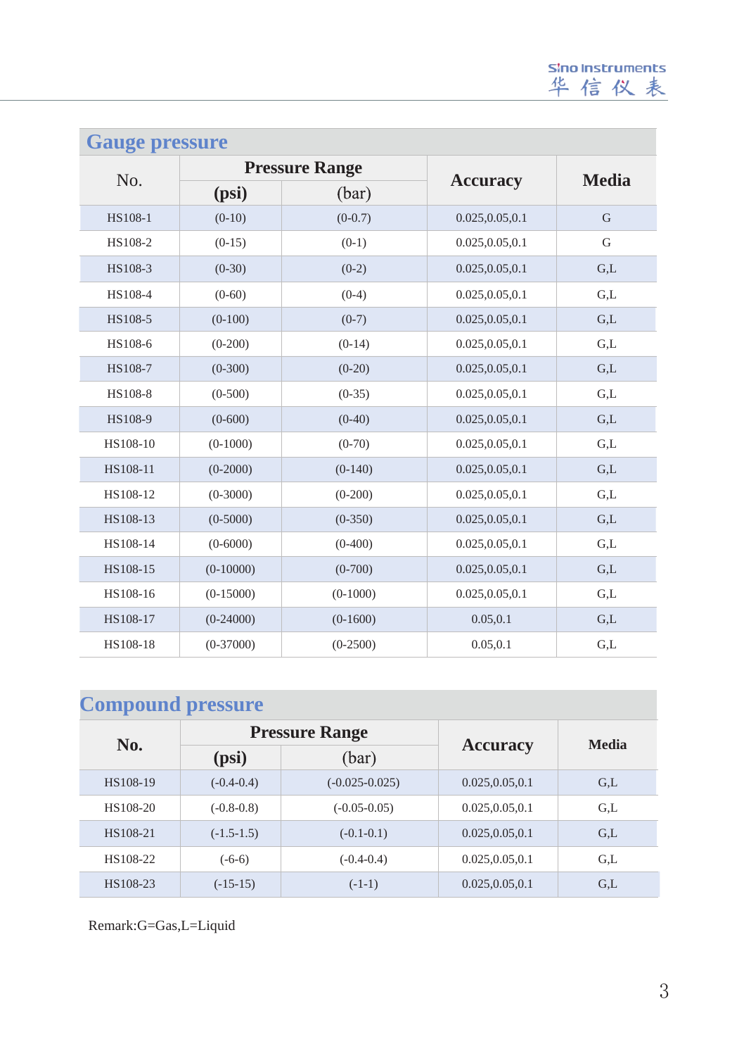## Gauge pressure

| No. | Pressure Range | | Accuracy | Media |
|---|---|---|---|---|
| | (psi) | (bar) | | |
| HS108-1 | (0-10) | (0-0.7) | 0.025,0.05,0.1 | G |
| HS108-2 | (0-15) | (0-1) | 0.025,0.05,0.1 | G |
| HS108-3 | (0-30) | (0-2) | 0.025,0.05,0.1 | G,L |
| HS108-4 | (0-60) | (0-4) | 0.025,0.05,0.1 | G,L |
| HS108-5 | (0-100) | (0-7) | 0.025,0.05,0.1 | G,L |
| HS108-6 | (0-200) | (0-14) | 0.025,0.05,0.1 | G,L |
| HS108-7 | (0-300) | (0-20) | 0.025,0.05,0.1 | G,L |
| HS108-8 | (0-500) | (0-35) | 0.025,0.05,0.1 | G,L |
| HS108-9 | (0-600) | (0-40) | 0.025,0.05,0.1 | G,L |
| HS108-10 | (0-1000) | (0-70) | 0.025,0.05,0.1 | G,L |
| HS108-11 | (0-2000) | (0-140) | 0.025,0.05,0.1 | G,L |
| HS108-12 | (0-3000) | (0-200) | 0.025,0.05,0.1 | G,L |
| HS108-13 | (0-5000) | (0-350) | 0.025,0.05,0.1 | G,L |
| HS108-14 | (0-6000) | (0-400) | 0.025,0.05,0.1 | G,L |
| HS108-15 | (0-10000) | (0-700) | 0.025,0.05,0.1 | G,L |
| HS108-16 | (0-15000) | (0-1000) | 0.025,0.05,0.1 | G,L |
| HS108-17 | (0-24000) | (0-1600) | 0.05,0.1 | G,L |
| HS108-18 | (0-37000) | (0-2500) | 0.05,0.1 | G,L |

## Compound pressure

| No. | Pressure Range | | Accuracy | Media |
|---|---|---|---|---|
| | (psi) | (bar) | | |
| HS108-19 | (-0.4-0.4) | (-0.025-0.025) | 0.025,0.05,0.1 | G,L |
| HS108-20 | (-0.8-0.8) | (-0.05-0.05) | 0.025,0.05,0.1 | G,L |
| HS108-21 | (-1.5-1.5) | (-0.1-0.1) | 0.025,0.05,0.1 | G,L |
| HS108-22 | (-6-6) | (-0.4-0.4) | 0.025,0.05,0.1 | G,L |
| HS108-23 | (-15-15) | (-1-1) | 0.025,0.05,0.1 | G,L |

Remark:G=Gas,L=Liquid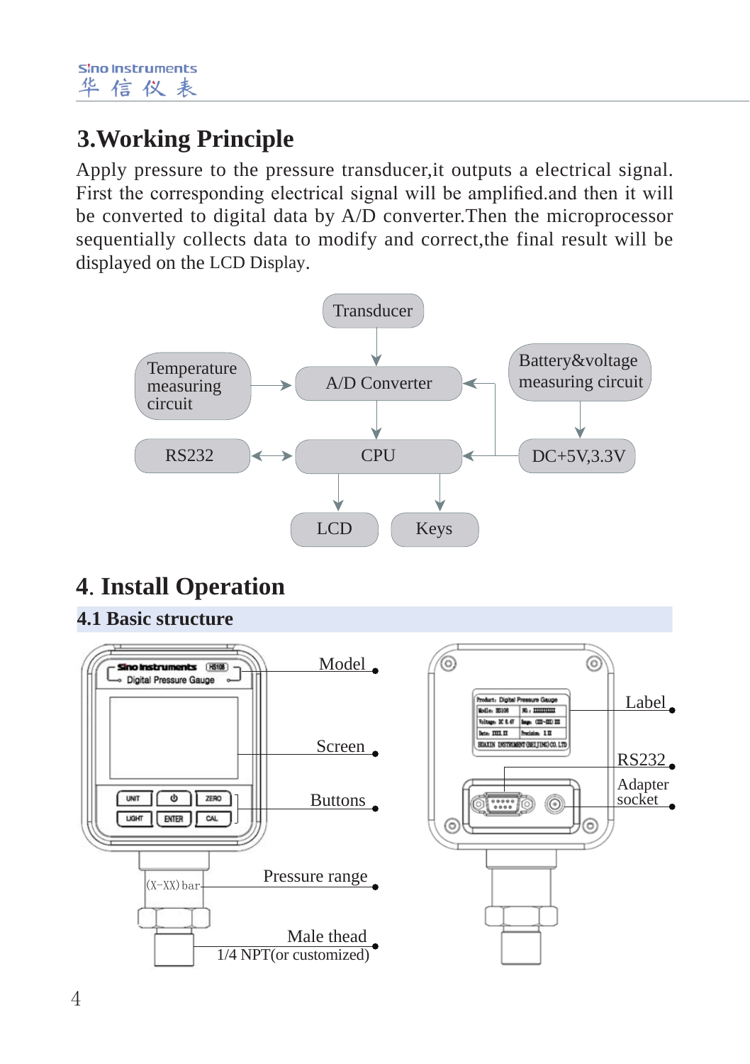## 3.Working Principle

Apply pressure to the pressure transducer,it outputs a electrical signal. First the corresponding electrical signal will be amplified.and then it will be converted to digital data by A/D converter.Then the microprocessor sequentially collects data to modify and correct,the final result will be displayed on the LCD Display.

Transducer

Temperature measuring circuit

A/D Converter

Battery&voltage measuring circuit

RS232

CPU

DC+5V,3.3V

LCD

Keys

## 4. Install Operation

### 4.1 Basic structure

Model

Screen

Buttons

Pressure range

(X-XX) bar

Male thead

1/4 NPT(or customized)

Label

RS232

Adapter socket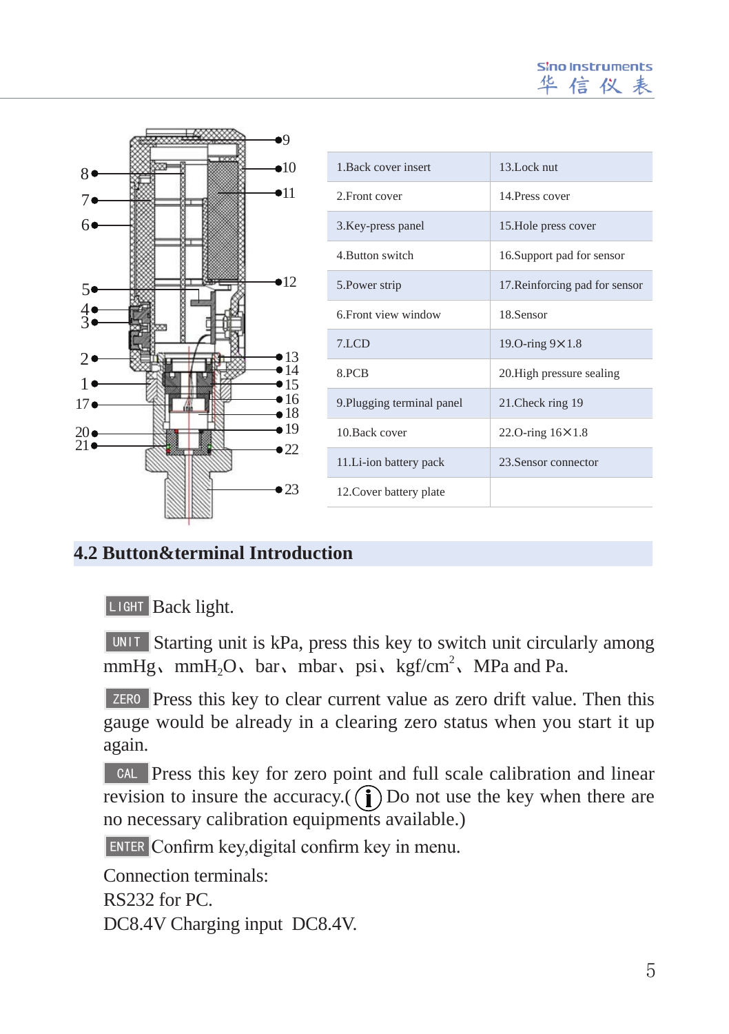| 1.Back cover insert | 13.Lock nut |
| --- | --- |
| 2.Front cover | 14.Press cover |
| 3.Key-press panel | 15.Hole press cover |
| 4.Button switch | 16.Support pad for sensor |
| 5.Power strip | 17.Reinforcing pad for sensor |
| 6.Front view window | 18.Sensor |
| 7.LCD | 19.O-ring 9×1.8 |
| 8.PCB | 20.High pressure sealing |
| 9.Plugging terminal panel | 21.Check ring 19 |
| 10.Back cover | 22.O-ring 16×1.8 |
| 11.Li-ion battery pack | 23.Sensor connector |
| 12.Cover battery plate | |

## 4.2 Button&terminal Introduction

LIGHT Back light.

UNIT Starting unit is kPa, press this key to switch unit circularly among mmHg、mmH$_2$O、bar、mbar、psi、kgf/cm$^2$、MPa and Pa.

ZERO Press this key to clear current value as zero drift value. Then this gauge would be already in a clearing zero status when you start it up again.

CAL Press this key for zero point and full scale calibration and linear revision to insure the accuracy.(ⓘ Do not use the key when there are no necessary calibration equipments available.)

ENTER Confirm key,digital confirm key in menu.

Connection terminals:

RS232 for PC.

DC8.4V Charging input DC8.4V.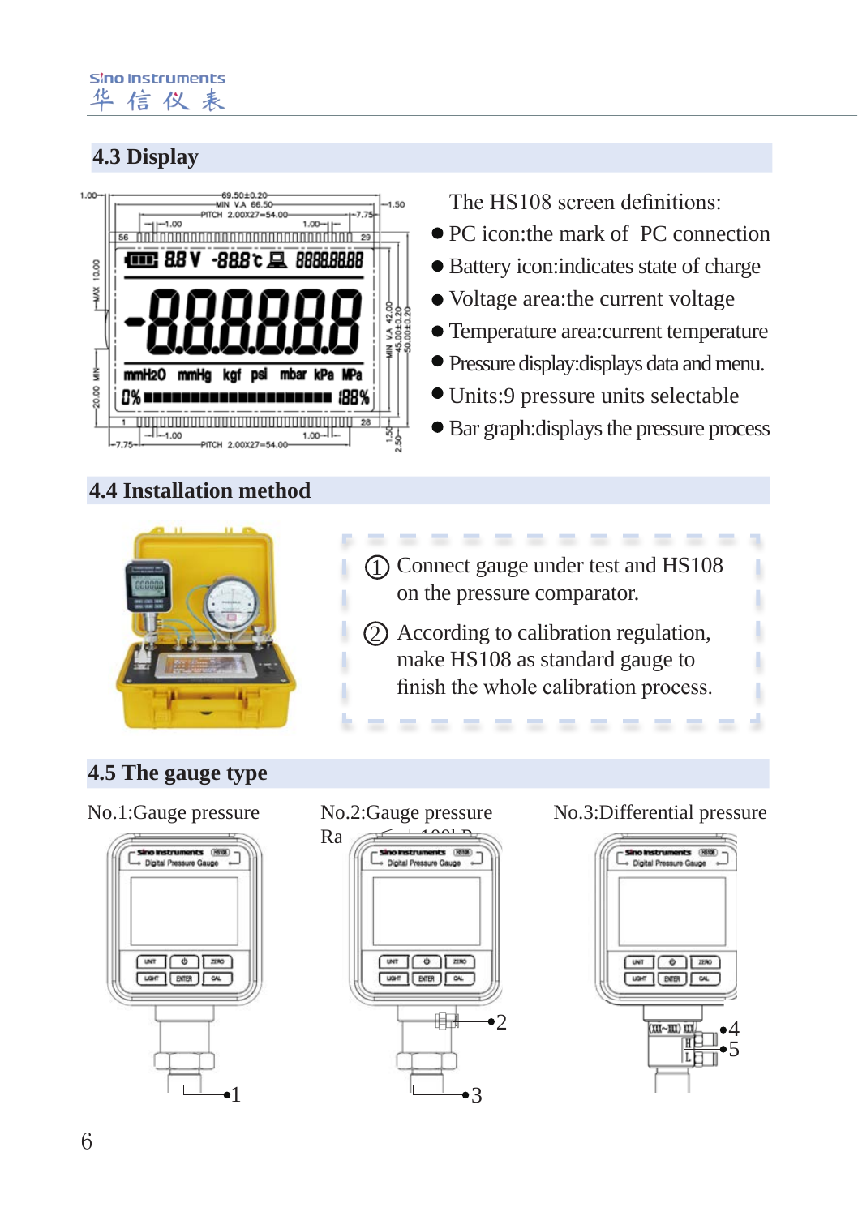## 4.3 Display

The HS108 screen definitions:

- PC icon:the mark of PC connection
- Battery icon:indicates state of charge
- Voltage area:the current voltage
- Temperature area:current temperature
- Pressure display:displays data and menu.
- Units:9 pressure units selectable
- Bar graph:displays the pressure process

## 4.4 Installation method

① Connect gauge under test and HS108 on the pressure comparator.

② According to calibration regulation, make HS108 as standard gauge to finish the whole calibration process.

## 4.5 The gauge type

No.1:Gauge pressure

No.2:Gauge pressure Ra

No.3:Differential pressure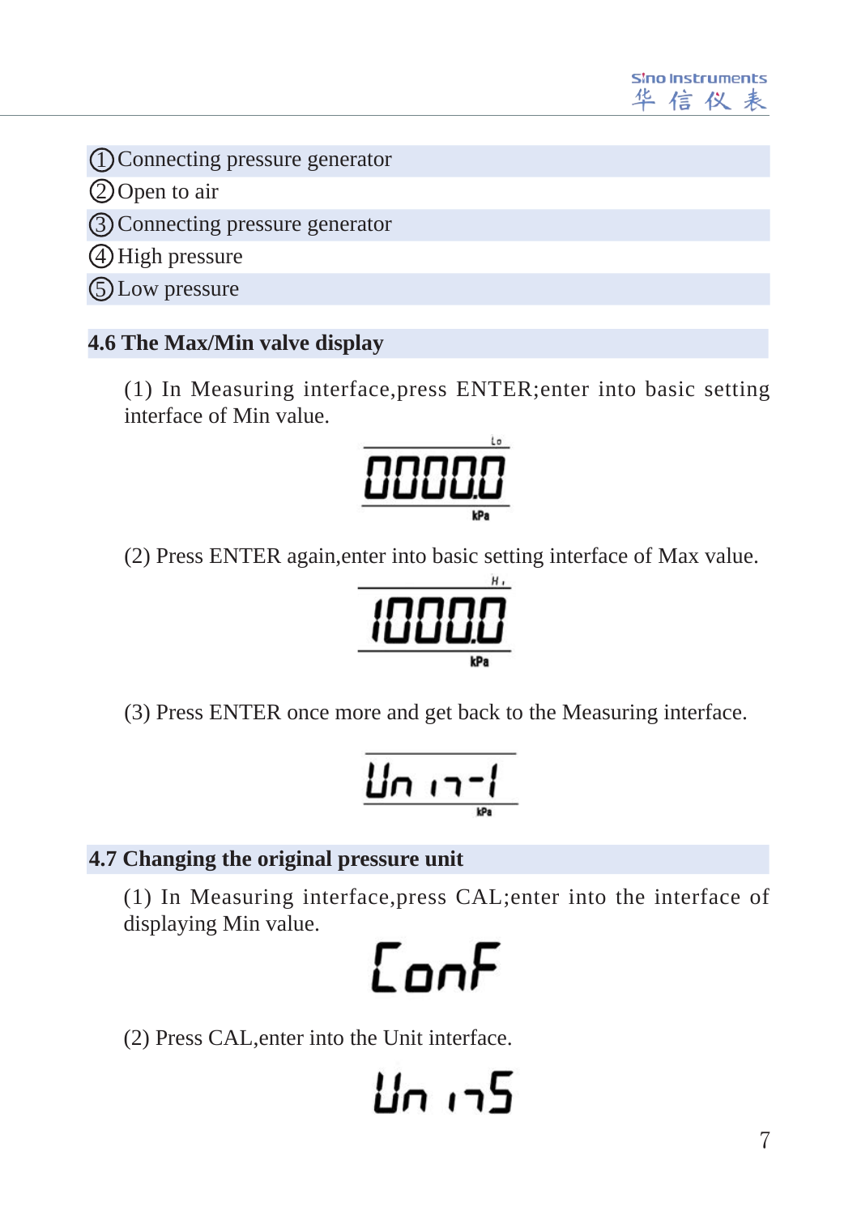①Connecting pressure generator
②Open to air
③Connecting pressure generator
④High pressure
⑤Low pressure

### 4.6 The Max/Min valve display

(1) In Measuring interface,press ENTER;enter into basic setting interface of Min value.

(2) Press ENTER again,enter into basic setting interface of Max value.

(3) Press ENTER once more and get back to the Measuring interface.

### 4.7 Changing the original pressure unit

(1) In Measuring interface,press CAL;enter into the interface of displaying Min value.

(2) Press CAL,enter into the Unit interface.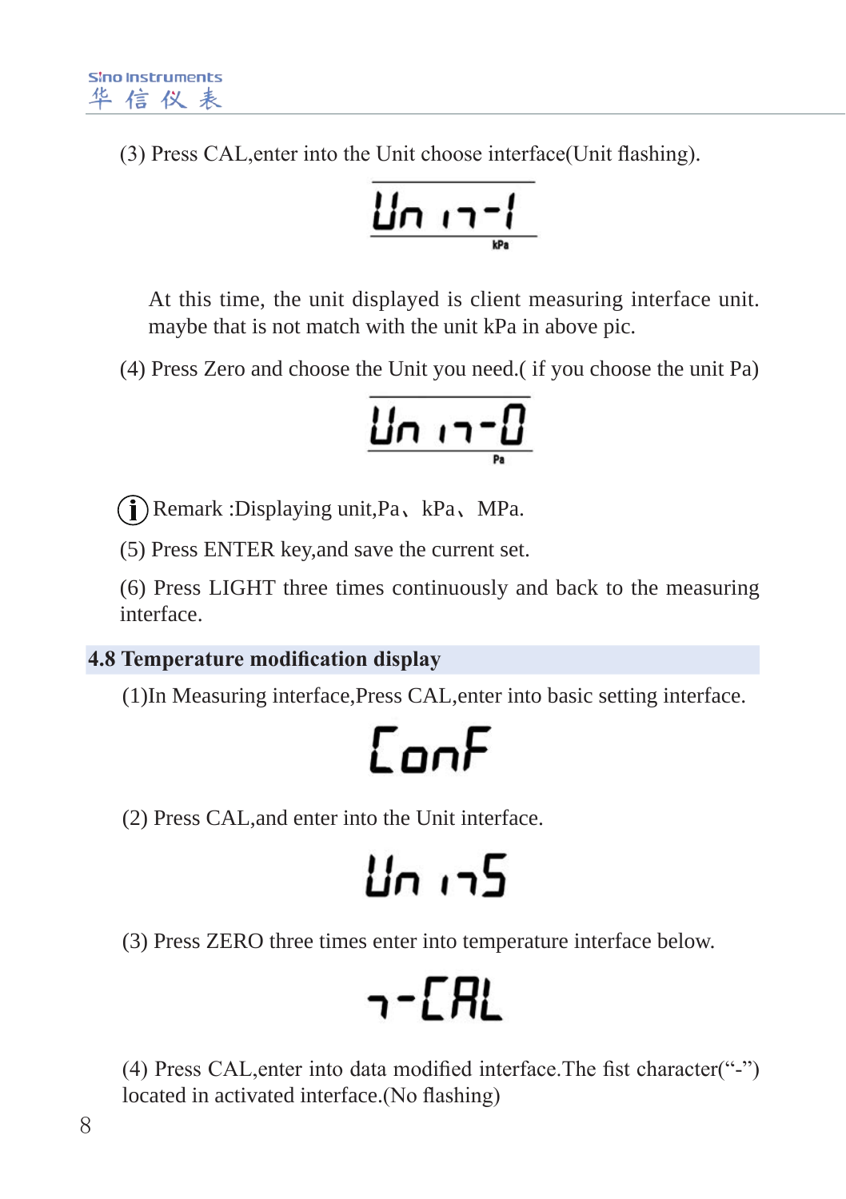(3) Press CAL,enter into the Unit choose interface(Unit flashing).

Unit-1
kPa

At this time, the unit displayed is client measuring interface unit. maybe that is not match with the unit kPa in above pic.

(4) Press Zero and choose the Unit you need.( if you choose the unit Pa)

Unit-0
Pa

ⓘ Remark :Displaying unit,Pa、kPa、MPa.

(5) Press ENTER key,and save the current set.

(6) Press LIGHT three times continuously and back to the measuring interface.

## 4.8 Temperature modification display

(1)In Measuring interface,Press CAL,enter into basic setting interface.

ConF

(2) Press CAL,and enter into the Unit interface.

UnitS

(3) Press ZERO three times enter into temperature interface below.

T-CAL

(4) Press CAL,enter into data modified interface.The fist character(“-”) located in activated interface.(No flashing)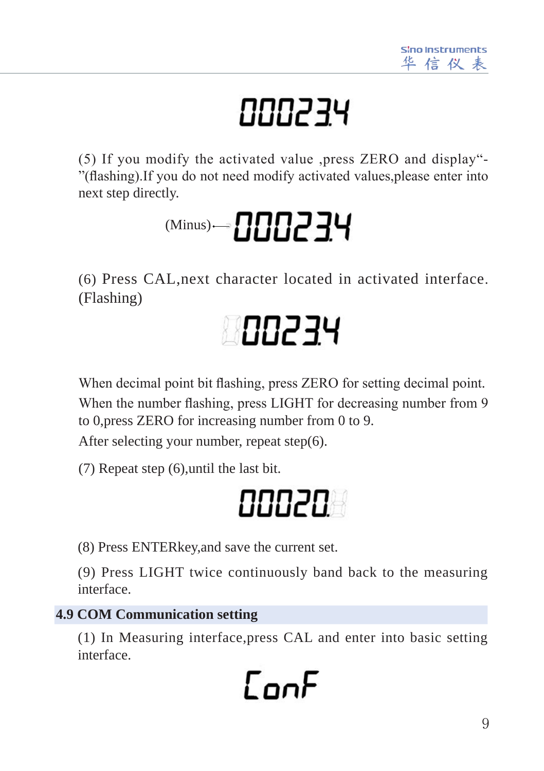00023.4

(5) If you modify the activated value ,press ZERO and display"-"(flashing).If you do not need modify activated values,please enter into next step directly.

(Minus)— 00023.4

(6) Press CAL,next character located in activated interface.(Flashing)

00023.4

When decimal point bit flashing, press ZERO for setting decimal point.

When the number flashing, press LIGHT for decreasing number from 9 to 0,press ZERO for increasing number from 0 to 9.

After selecting your number, repeat step(6).

(7) Repeat step (6),until the last bit.

00020.

(8) Press ENTERkey,and save the current set.

(9) Press LIGHT twice continuously band back to the measuring interface.

## 4.9 COM Communication setting

(1) In Measuring interface,press CAL and enter into basic setting interface.

ConF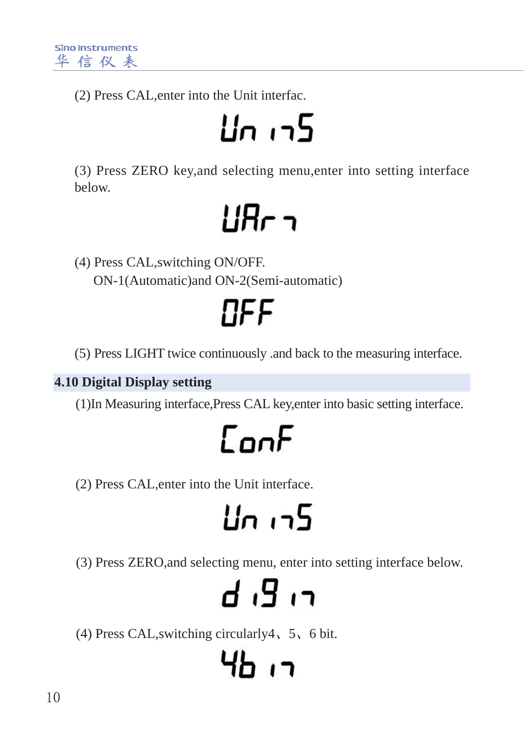(2) Press CAL,enter into the Unit interfac.

Unit5

(3) Press ZERO key,and selecting menu,enter into setting interface below.

UArn

(4) Press CAL,switching ON/OFF.

ON-1(Automatic)and ON-2(Semi-automatic)

OFF

(5) Press LIGHT twice continuously .and back to the measuring interface.

## 4.10 Digital Display setting

(1)In Measuring interface,Press CAL key,enter into basic setting interface.

ConF

(2) Press CAL,enter into the Unit interface.

Unit5

(3) Press ZERO,and selecting menu, enter into setting interface below.

digit

(4) Press CAL,switching circularly4、5、6 bit.

4bit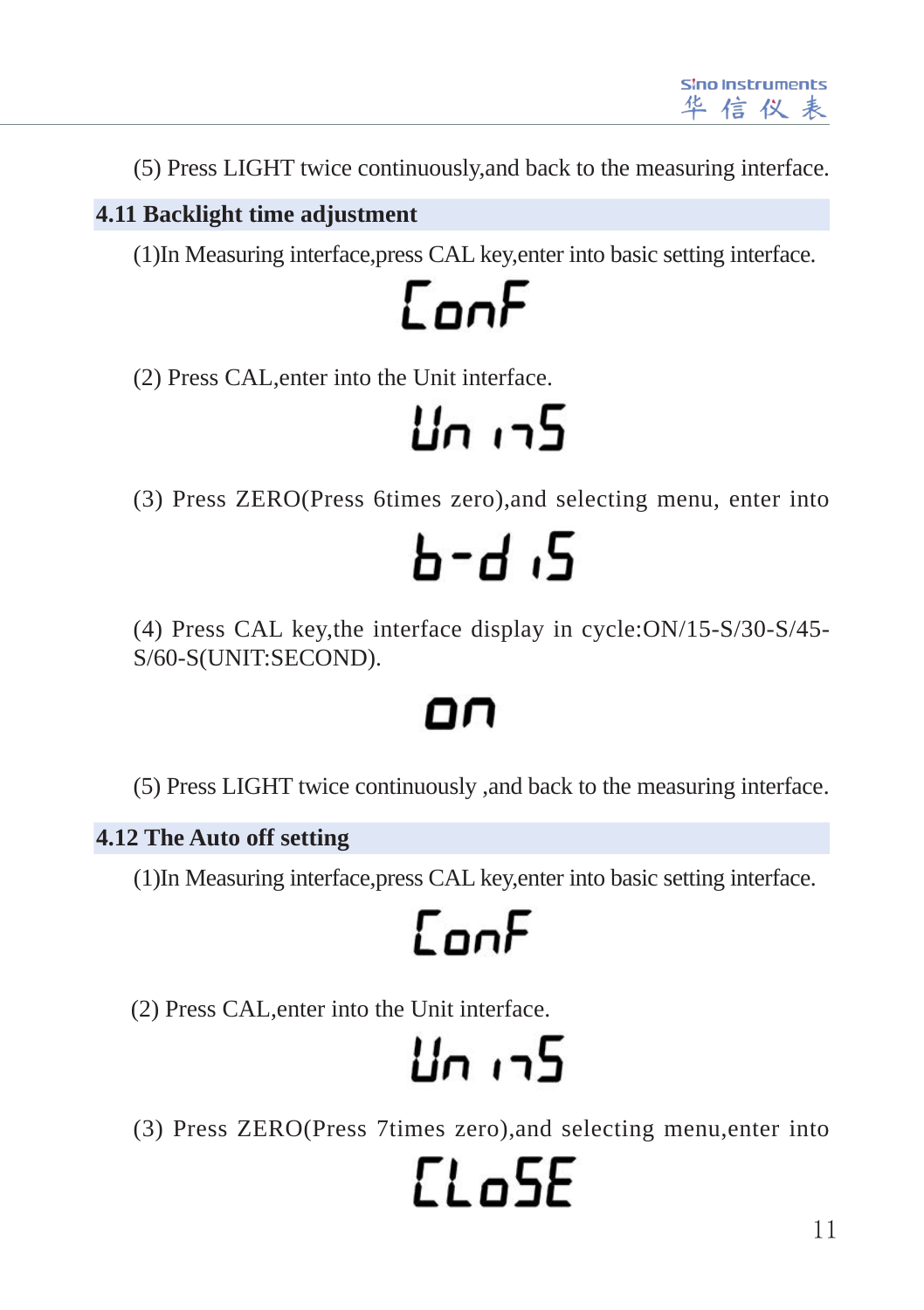(5) Press LIGHT twice continuously,and back to the measuring interface.

## 4.11 Backlight time adjustment

(1)In Measuring interface,press CAL key,enter into basic setting interface.

ConF

(2) Press CAL,enter into the Unit interface.

Units

(3) Press ZERO(Press 6times zero),and selecting menu, enter into

b-diS

(4) Press CAL key,the interface display in cycle:ON/15-S/30-S/45-S/60-S(UNIT:SECOND).

on

(5) Press LIGHT twice continuously ,and back to the measuring interface.

## 4.12 The Auto off setting

(1)In Measuring interface,press CAL key,enter into basic setting interface.

ConF

(2) Press CAL,enter into the Unit interface.

Units

(3) Press ZERO(Press 7times zero),and selecting menu,enter into

CLoSE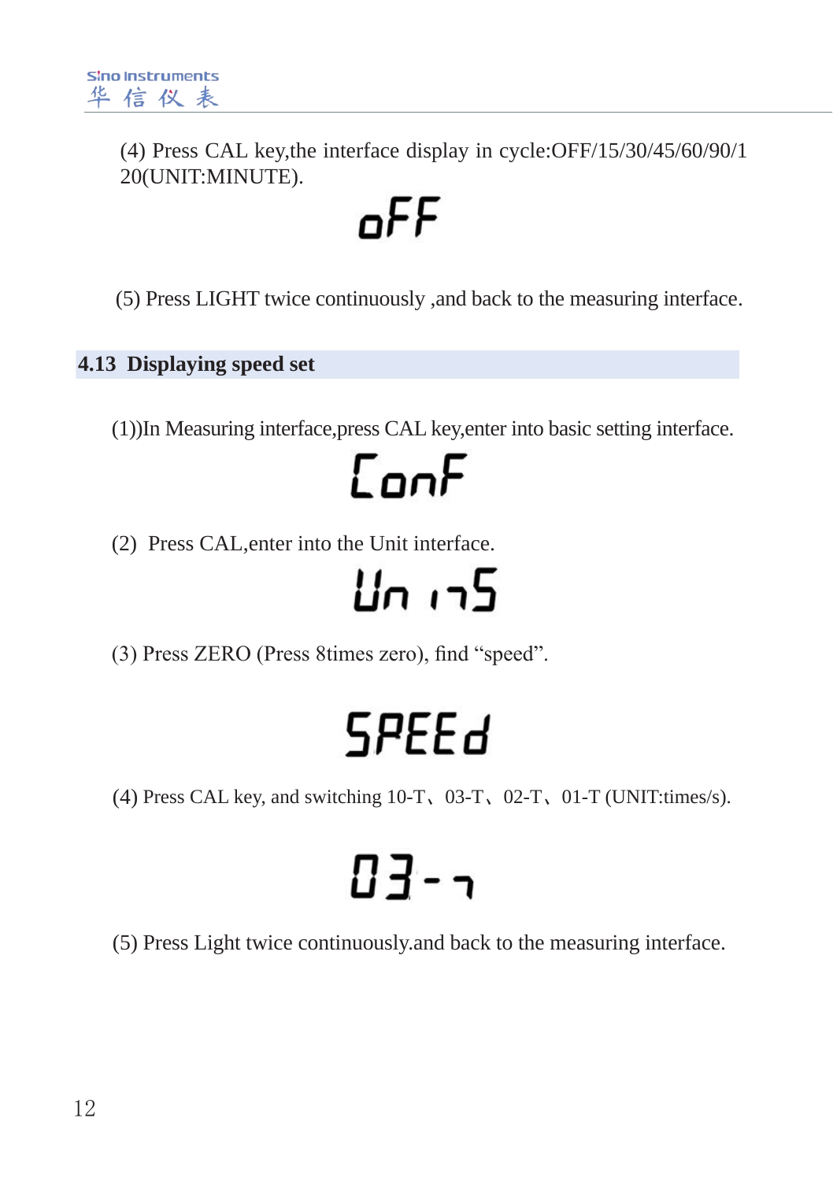(4) Press CAL key,the interface display in cycle:OFF/15/30/45/60/90/120(UNIT:MINUTE).

oFF

(5) Press LIGHT twice continuously ,and back to the measuring interface.

## 4.13 Displaying speed set

(1))In Measuring interface,press CAL key,enter into basic setting interface.

ConF

(2) Press CAL,enter into the Unit interface.

Uni75

(3) Press ZERO (Press 8times zero), find “speed”.

SPEEd

(4) Press CAL key, and switching 10-T、03-T、02-T、01-T (UNIT:times/s).

03-7

(5) Press Light twice continuously.and back to the measuring interface.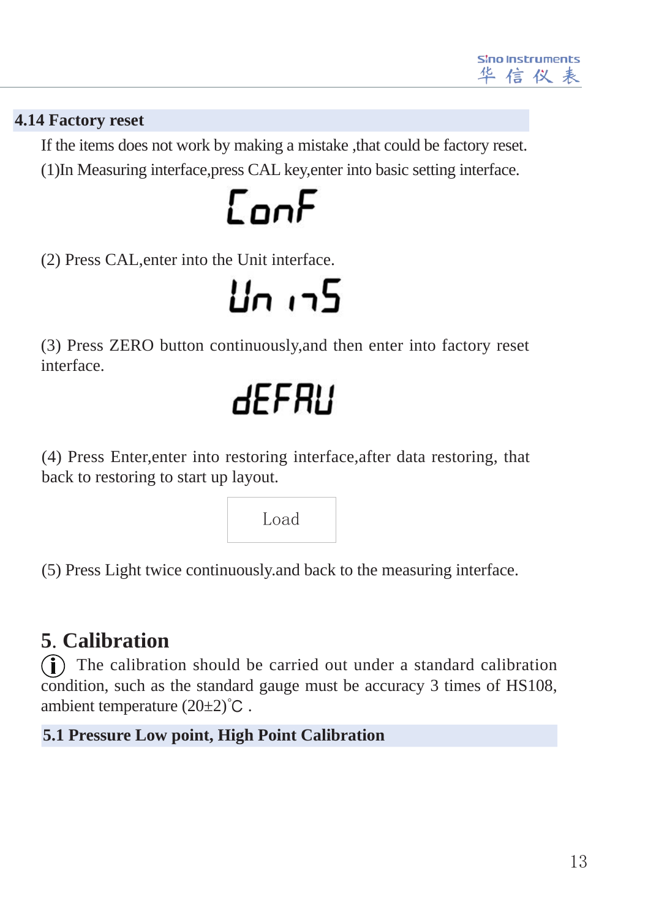## 4.14 Factory reset

If the items does not work by making a mistake ,that could be factory reset.

(1)In Measuring interface,press CAL key,enter into basic setting interface.

ConF

(2) Press CAL,enter into the Unit interface.

Units

(3) Press ZERO button continuously,and then enter into factory reset interface.

dEFAU

(4) Press Enter,enter into restoring interface,after data restoring, that back to restoring to start up layout.

Load

(5) Press Light twice continuously.and back to the measuring interface.

# 5. Calibration

ⓘ The calibration should be carried out under a standard calibration condition, such as the standard gauge must be accuracy 3 times of HS108, ambient temperature (20±2)℃ .

## 5.1 Pressure Low point, High Point Calibration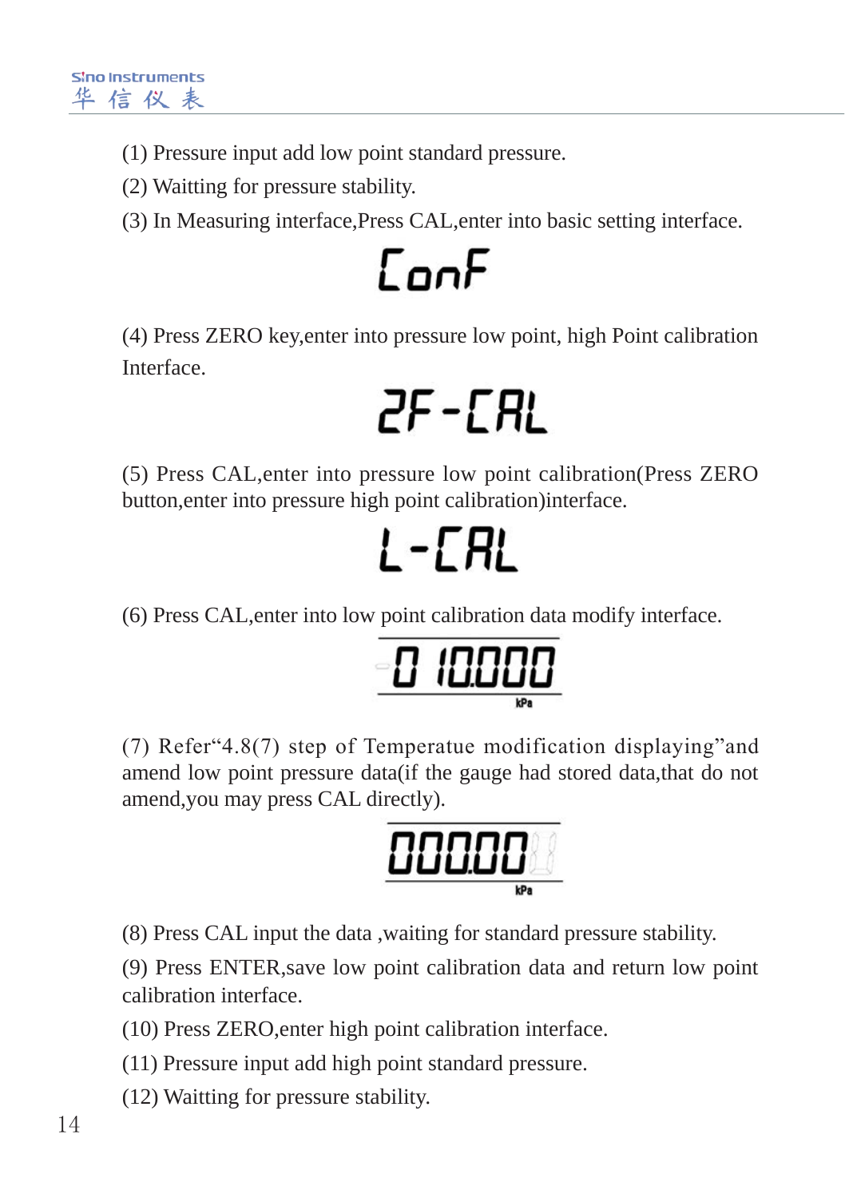(1) Pressure input add low point standard pressure.

(2) Waitting for pressure stability.

(3) In Measuring interface,Press CAL,enter into basic setting interface.

ConF

(4) Press ZERO key,enter into pressure low point, high Point calibration Interface.

2F-CAL

(5) Press CAL,enter into pressure low point calibration(Press ZERO button,enter into pressure high point calibration)interface.

L-CAL

(6) Press CAL,enter into low point calibration data modify interface.

0 10.000 kPa

(7) Refer“4.8(7) step of Temperatue modification displaying”and amend low point pressure data(if the gauge had stored data,that do not amend,you may press CAL directly).

00.000 kPa

(8) Press CAL input the data ,waiting for standard pressure stability.

(9) Press ENTER,save low point calibration data and return low point calibration interface.

(10) Press ZERO,enter high point calibration interface.

(11) Pressure input add high point standard pressure.

(12) Waitting for pressure stability.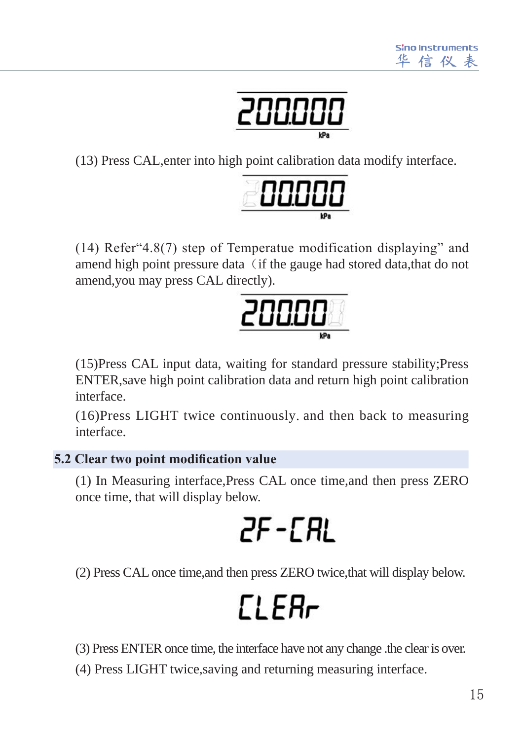200.000

kPa

(13) Press CAL,enter into high point calibration data modify interface.

200.000

kPa

(14) Refer"4.8(7) step of Temperatue modification displaying" and amend high point pressure data（if the gauge had stored data,that do not amend,you may press CAL directly).

200.00

kPa

(15)Press CAL input data, waiting for standard pressure stability;Press ENTER,save high point calibration data and return high point calibration interface.

(16)Press LIGHT twice continuously. and then back to measuring interface.

## 5.2 Clear two point modification value

(1) In Measuring interface,Press CAL once time,and then press ZERO once time, that will display below.

2F-CAL

(2) Press CAL once time,and then press ZERO twice,that will display below.

CLEAr

(3) Press ENTER once time, the interface have not any change .the clear is over.

(4) Press LIGHT twice,saving and returning measuring interface.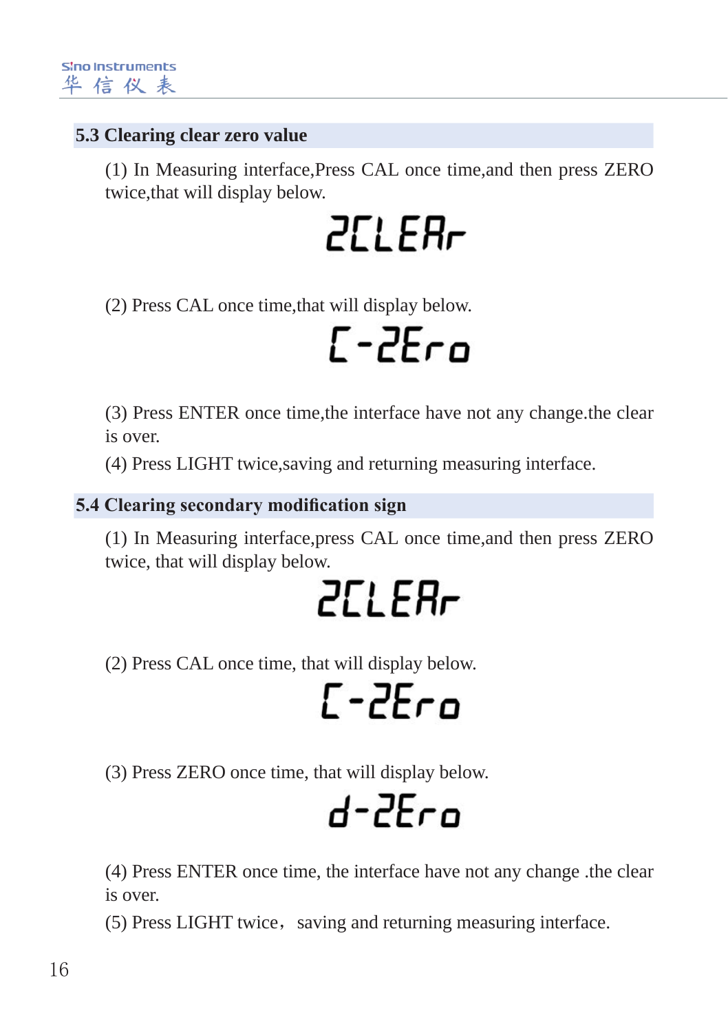## 5.3 Clearing clear zero value

(1) In Measuring interface,Press CAL once time,and then press ZERO twice,that will display below.

ZCLEAr

(2) Press CAL once time,that will display below.

C-ZEro

(3) Press ENTER once time,the interface have not any change.the clear is over.

(4) Press LIGHT twice,saving and returning measuring interface.

## 5.4 Clearing secondary modification sign

(1) In Measuring interface,press CAL once time,and then press ZERO twice, that will display below.

ZCLEAr

(2) Press CAL once time, that will display below.

C-ZEro

(3) Press ZERO once time, that will display below.

d-ZEro

(4) Press ENTER once time, the interface have not any change .the clear is over.

(5) Press LIGHT twice， saving and returning measuring interface.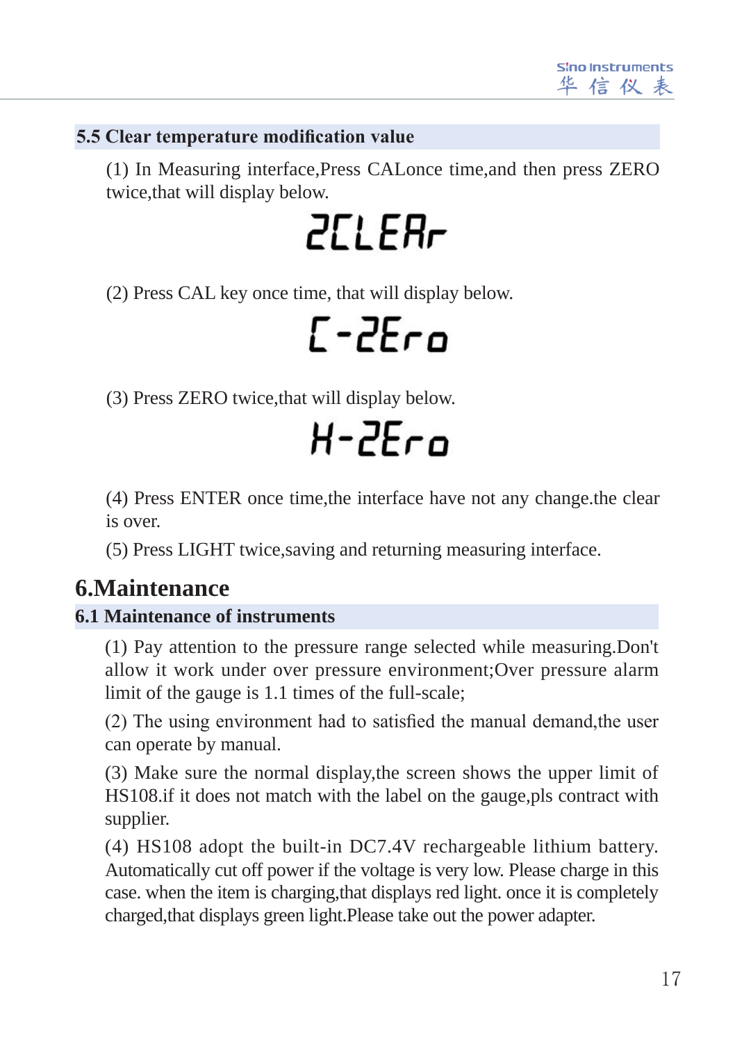### 5.5 Clear temperature modification value

(1) In Measuring interface,Press CALonce time,and then press ZERO twice,that will display below.

2CLEAr

(2) Press CAL key once time, that will display below.

C-2Ero

(3) Press ZERO twice,that will display below.

H-2Ero

(4) Press ENTER once time,the interface have not any change.the clear is over.

(5) Press LIGHT twice,saving and returning measuring interface.

# 6.Maintenance

### 6.1 Maintenance of instruments

(1) Pay attention to the pressure range selected while measuring.Don't allow it work under over pressure environment;Over pressure alarm limit of the gauge is 1.1 times of the full-scale;

(2) The using environment had to satisfied the manual demand,the user can operate by manual.

(3) Make sure the normal display,the screen shows the upper limit of HS108.if it does not match with the label on the gauge,pls contract with supplier.

(4) HS108 adopt the built-in DC7.4V rechargeable lithium battery. Automatically cut off power if the voltage is very low. Please charge in this case. when the item is charging,that displays red light. once it is completely charged,that displays green light.Please take out the power adapter.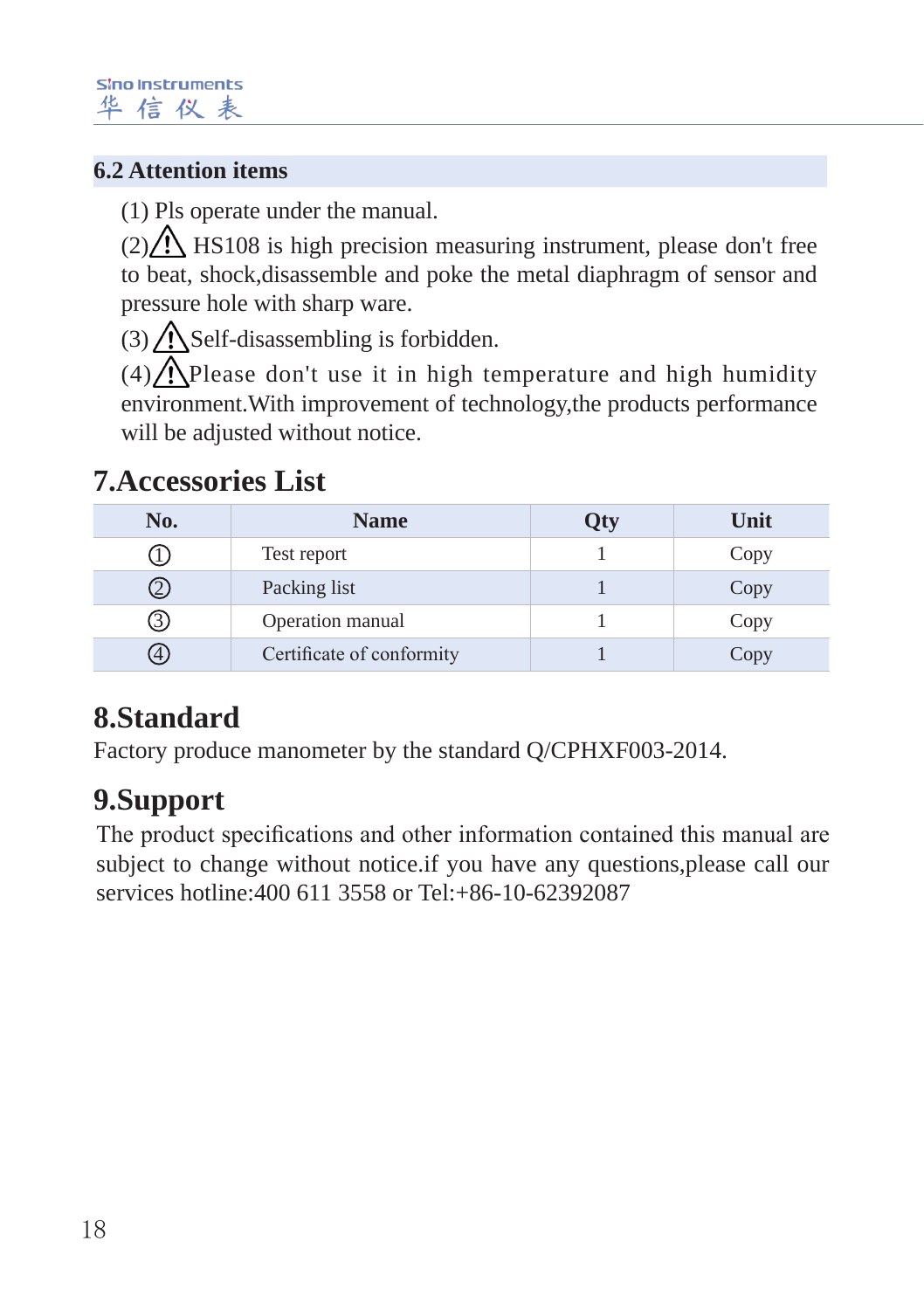### 6.2 Attention items

(1) Pls operate under the manual.

(2)⚠ HS108 is high precision measuring instrument, please don't free to beat, shock,disassemble and poke the metal diaphragm of sensor and pressure hole with sharp ware.

(3) ⚠Self-disassembling is forbidden.

(4)⚠Please don't use it in high temperature and high humidity environment.With improvement of technology,the products performance will be adjusted without notice.

## 7.Accessories List

| No. | Name | Qty | Unit |
|---|---|---|---|
| ① | Test report | 1 | Copy |
| ② | Packing list | 1 | Copy |
| ③ | Operation manual | 1 | Copy |
| ④ | Certificate of conformity | 1 | Copy |

## 8.Standard

Factory produce manometer by the standard Q/CPHXF003-2014.

## 9.Support

The product specifications and other information contained this manual are subject to change without notice.if you have any questions,please call our services hotline:400 611 3558 or Tel:+86-10-62392087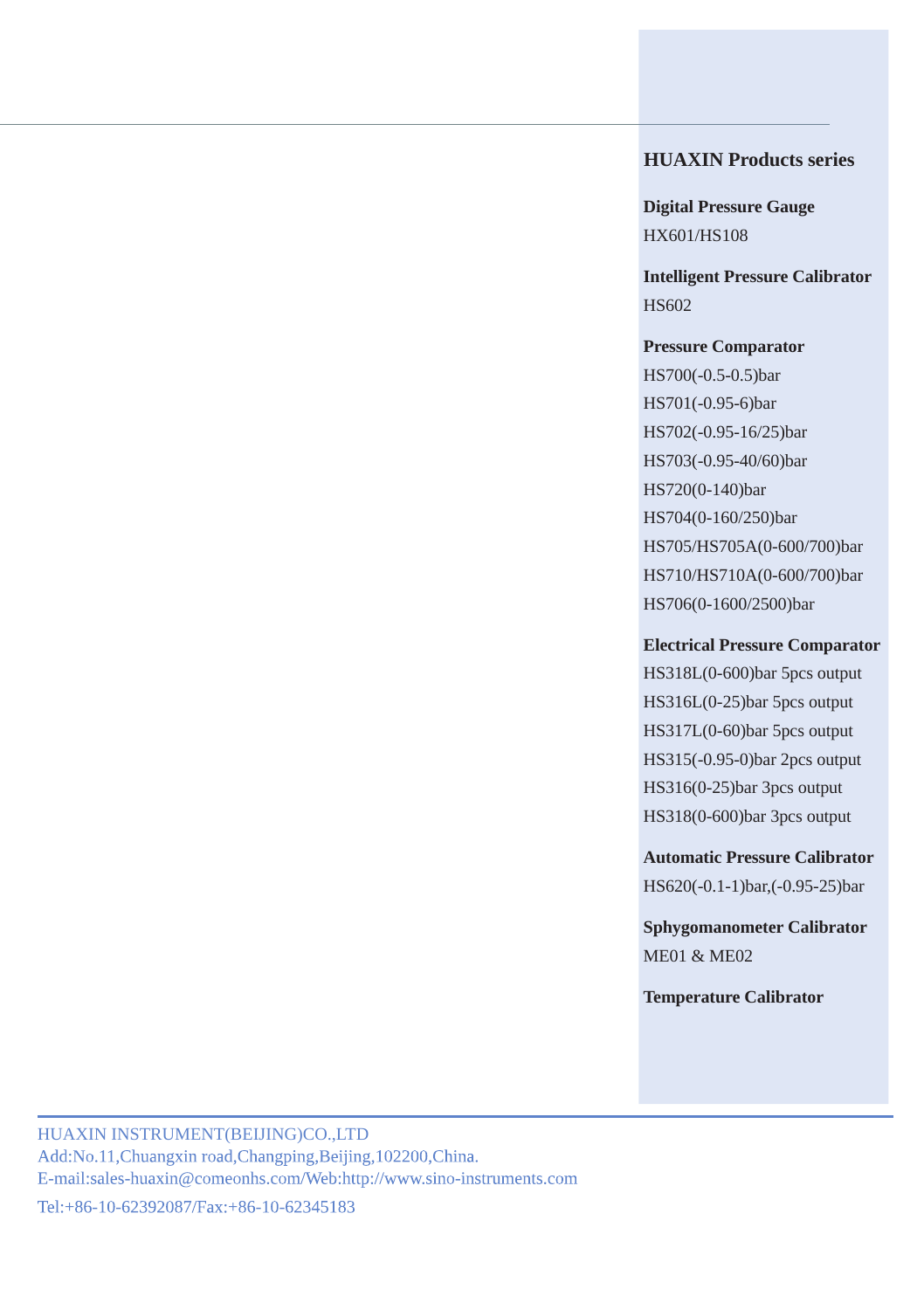## HUAXIN Products series

**Digital Pressure Gauge**

HX601/HS108

**Intelligent Pressure Calibrator**

HS602

**Pressure Comparator**

HS700(-0.5-0.5)bar
HS701(-0.95-6)bar
HS702(-0.95-16/25)bar
HS703(-0.95-40/60)bar
HS720(0-140)bar
HS704(0-160/250)bar
HS705/HS705A(0-600/700)bar
HS710/HS710A(0-600/700)bar
HS706(0-1600/2500)bar

**Electrical Pressure Comparator**

HS318L(0-600)bar 5pcs output
HS316L(0-25)bar 5pcs output
HS317L(0-60)bar 5pcs output
HS315(-0.95-0)bar 2pcs output
HS316(0-25)bar 3pcs output
HS318(0-600)bar 3pcs output

**Automatic Pressure Calibrator**

HS620(-0.1-1)bar,(-0.95-25)bar

**Sphygomanometer Calibrator**

ME01 & ME02

**Temperature Calibrator**

HUAXIN INSTRUMENT(BEIJING)CO.,LTD
Add:No.11,Chuangxin road,Changping,Beijing,102200,China.
E-mail:sales-huaxin@comeonhs.com/Web:http://www.sino-instruments.com
Tel:+86-10-62392087/Fax:+86-10-62345183